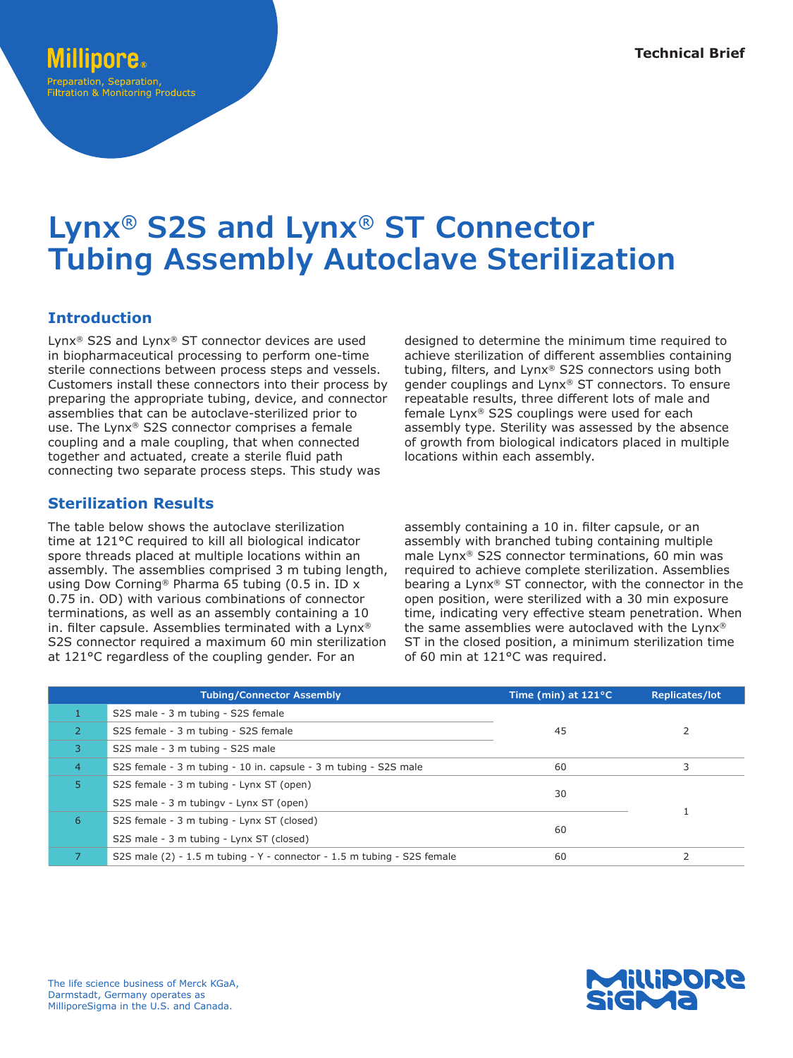Millipore®

Preparation, Separation, Filtration & Monitoring Products

Technical Brief

# Lynx® S2S and Lynx® ST Connector Tubing Assembly Autoclave Sterilization

## Introduction

Lynx® S2S and Lynx® ST connector devices are used in biopharmaceutical processing to perform one-time sterile connections between process steps and vessels. Customers install these connectors into their process by preparing the appropriate tubing, device, and connector assemblies that can be autoclave-sterilized prior to use. The Lynx® S2S connector comprises a female coupling and a male coupling, that when connected together and actuated, create a sterile fluid path connecting two separate process steps. This study was designed to determine the minimum time required to achieve sterilization of different assemblies containing tubing, filters, and Lynx® S2S connectors using both gender couplings and Lynx® ST connectors. To ensure repeatable results, three different lots of male and female Lynx® S2S couplings were used for each assembly type. Sterility was assessed by the absence of growth from biological indicators placed in multiple locations within each assembly.

## Sterilization Results

The table below shows the autoclave sterilization time at 121°C required to kill all biological indicator spore threads placed at multiple locations within an assembly. The assemblies comprised 3 m tubing length, using Dow Corning® Pharma 65 tubing (0.5 in. ID x 0.75 in. OD) with various combinations of connector terminations, as well as an assembly containing a 10 in. filter capsule. Assemblies terminated with a Lynx® S2S connector required a maximum 60 min sterilization at 121°C regardless of the coupling gender. For an assembly containing a 10 in. filter capsule, or an assembly with branched tubing containing multiple male Lynx® S2S connector terminations, 60 min was required to achieve complete sterilization. Assemblies bearing a Lynx® ST connector, with the connector in the open position, were sterilized with a 30 min exposure time, indicating very effective steam penetration. When the same assemblies were autoclaved with the Lynx® ST in the closed position, a minimum sterilization time of 60 min at 121°C was required.

| | Tubing/Connector Assembly | Time (min) at 121°C | Replicates/lot |
|---|---|---|---|
| 1 | S2S male - 3 m tubing - S2S female | 45 | 2 |
| 2 | S2S female - 3 m tubing - S2S female | | |
| 3 | S2S male - 3 m tubing - S2S male | | |
| 4 | S2S female - 3 m tubing - 10 in. capsule - 3 m tubing - S2S male | 60 | 3 |
| 5 | S2S female - 3 m tubing - Lynx ST (open) | 30 | 1 |
| | S2S male - 3 m tubingv - Lynx ST (open) | | |
| 6 | S2S female - 3 m tubing - Lynx ST (closed) | 60 | |
| | S2S male - 3 m tubing - Lynx ST (closed) | | |
| 7 | S2S male (2) - 1.5 m tubing - Y - connector - 1.5 m tubing - S2S female | 60 | 2 |

The life science business of Merck KGaA, Darmstadt, Germany operates as MilliporeSigma in the U.S. and Canada.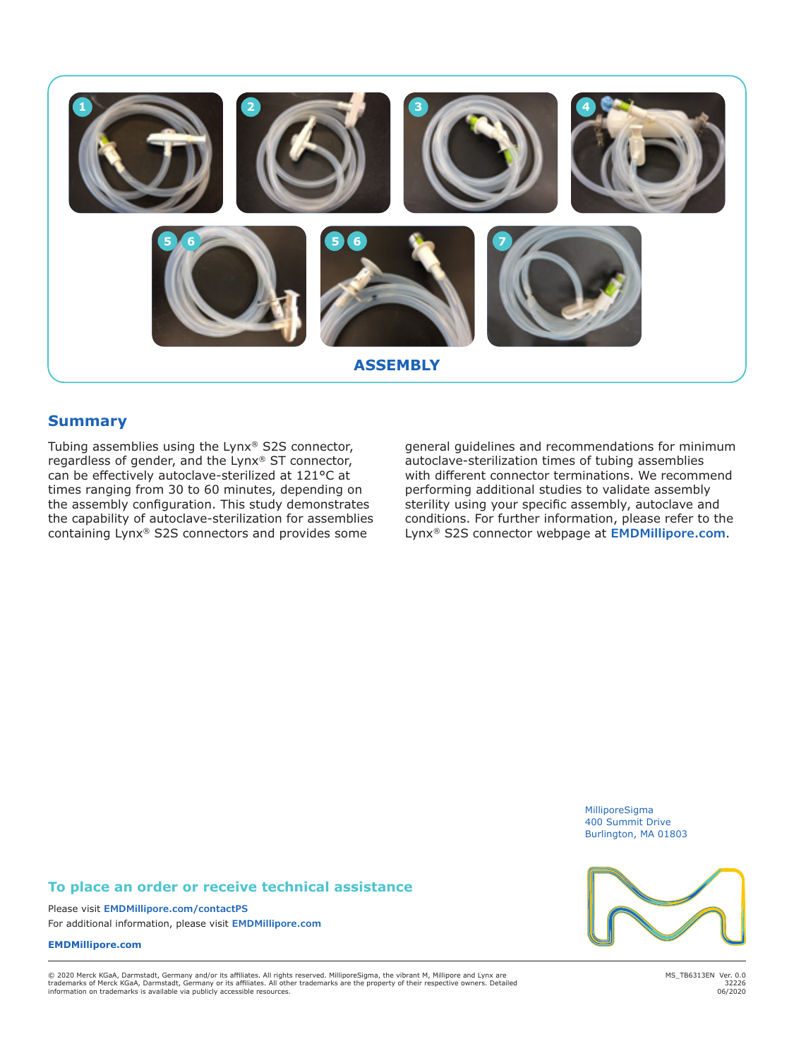1 2 3 4

5 6 5 6 7

**ASSEMBLY**

## Summary

Tubing assemblies using the Lynx® S2S connector, regardless of gender, and the Lynx® ST connector, can be effectively autoclave-sterilized at 121°C at times ranging from 30 to 60 minutes, depending on the assembly configuration. This study demonstrates the capability of autoclave-sterilization for assemblies containing Lynx® S2S connectors and provides some general guidelines and recommendations for minimum autoclave-sterilization times of tubing assemblies with different connector terminations. We recommend performing additional studies to validate assembly sterility using your specific assembly, autoclave and conditions. For further information, please refer to the Lynx® S2S connector webpage at **EMDMillipore.com**.

MilliporeSigma
400 Summit Drive
Burlington, MA 01803

### To place an order or receive technical assistance

Please visit **EMDMillipore.com/contactPS**
For additional information, please visit **EMDMillipore.com**

**EMDMillipore.com**

© 2020 Merck KGaA, Darmstadt, Germany and/or its affiliates. All rights reserved. MilliporeSigma, the vibrant M, Millipore and Lynx are trademarks of Merck KGaA, Darmstadt, Germany or its affiliates. All other trademarks are the property of their respective owners. Detailed information on trademarks is available via publicly accessible resources.

MS_TB6313EN Ver. 0.0
32226
06/2020